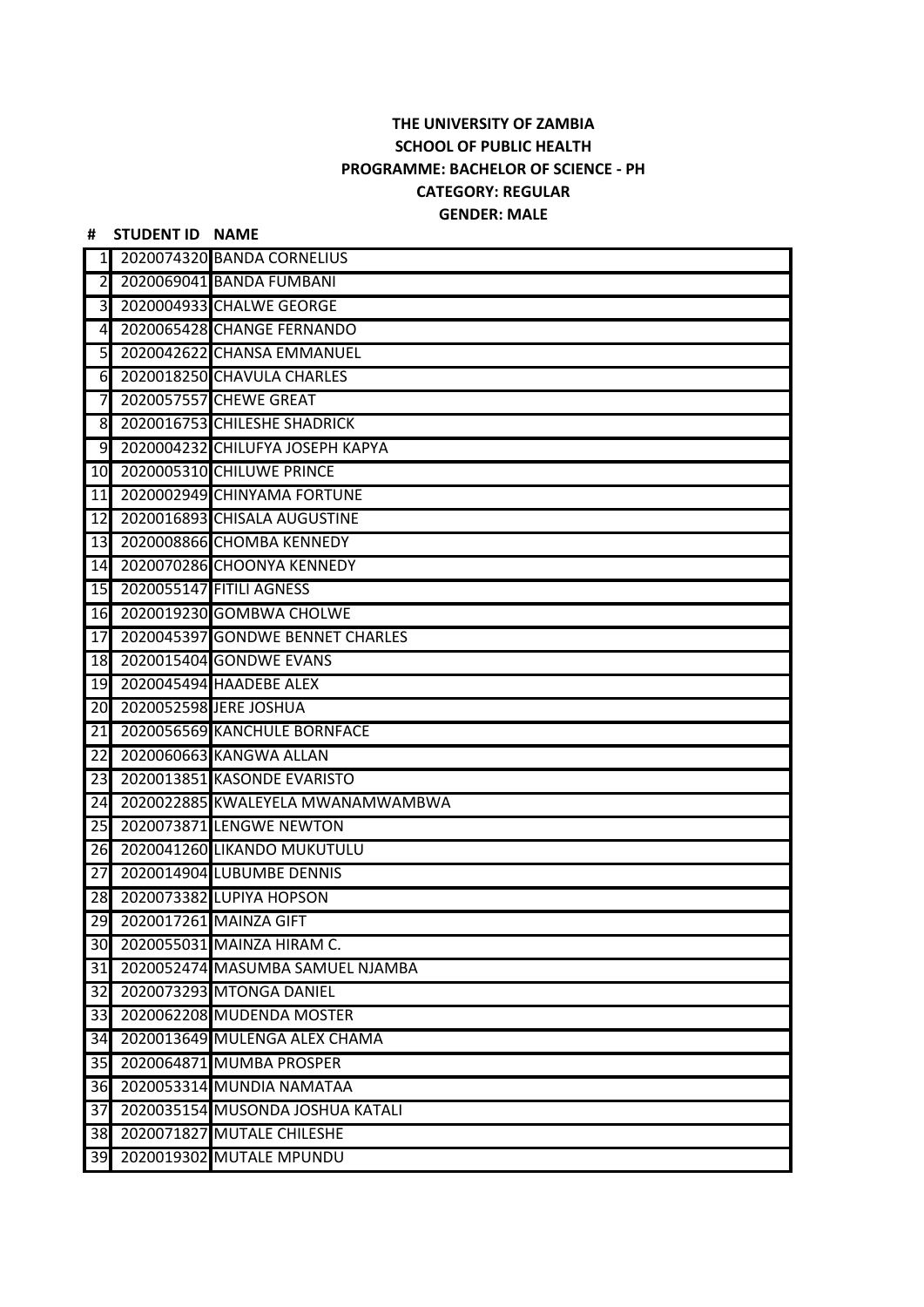**THE UNIVERSITY OF ZAMBIA**

**SCHOOL OF PUBLIC HEALTH**

**PROGRAMME: BACHELOR OF SCIENCE - PH**

**CATEGORY: REGULAR**

**GENDER: MALE**

| # | STUDENT ID | NAME |
|---|---|---|
| 1 | 2020074320 | BANDA CORNELIUS |
| 2 | 2020069041 | BANDA FUMBANI |
| 3 | 2020004933 | CHALWE GEORGE |
| 4 | 2020065428 | CHANGE FERNANDO |
| 5 | 2020042622 | CHANSA EMMANUEL |
| 6 | 2020018250 | CHAVULA CHARLES |
| 7 | 2020057557 | CHEWE GREAT |
| 8 | 2020016753 | CHILESHE SHADRICK |
| 9 | 2020004232 | CHILUFYA JOSEPH KAPYA |
| 10 | 2020005310 | CHILUWE PRINCE |
| 11 | 2020002949 | CHINYAMA FORTUNE |
| 12 | 2020016893 | CHISALA AUGUSTINE |
| 13 | 2020008866 | CHOMBA KENNEDY |
| 14 | 2020070286 | CHOONYA KENNEDY |
| 15 | 2020055147 | FITILI AGNESS |
| 16 | 2020019230 | GOMBWA CHOLWE |
| 17 | 2020045397 | GONDWE BENNET CHARLES |
| 18 | 2020015404 | GONDWE EVANS |
| 19 | 2020045494 | HAADEBE ALEX |
| 20 | 2020052598 | JERE JOSHUA |
| 21 | 2020056569 | KANCHULE BORNFACE |
| 22 | 2020060663 | KANGWA ALLAN |
| 23 | 2020013851 | KASONDE EVARISTO |
| 24 | 2020022885 | KWALEYELA MWANAMWAMBWA |
| 25 | 2020073871 | LENGWE NEWTON |
| 26 | 2020041260 | LIKANDO MUKUTULU |
| 27 | 2020014904 | LUBUMBE DENNIS |
| 28 | 2020073382 | LUPIYA HOPSON |
| 29 | 2020017261 | MAINZA GIFT |
| 30 | 2020055031 | MAINZA HIRAM C. |
| 31 | 2020052474 | MASUMBA SAMUEL NJAMBA |
| 32 | 2020073293 | MTONGA DANIEL |
| 33 | 2020062208 | MUDENDA MOSTER |
| 34 | 2020013649 | MULENGA ALEX CHAMA |
| 35 | 2020064871 | MUMBA PROSPER |
| 36 | 2020053314 | MUNDIA NAMATAA |
| 37 | 2020035154 | MUSONDA JOSHUA KATALI |
| 38 | 2020071827 | MUTALE CHILESHE |
| 39 | 2020019302 | MUTALE MPUNDU |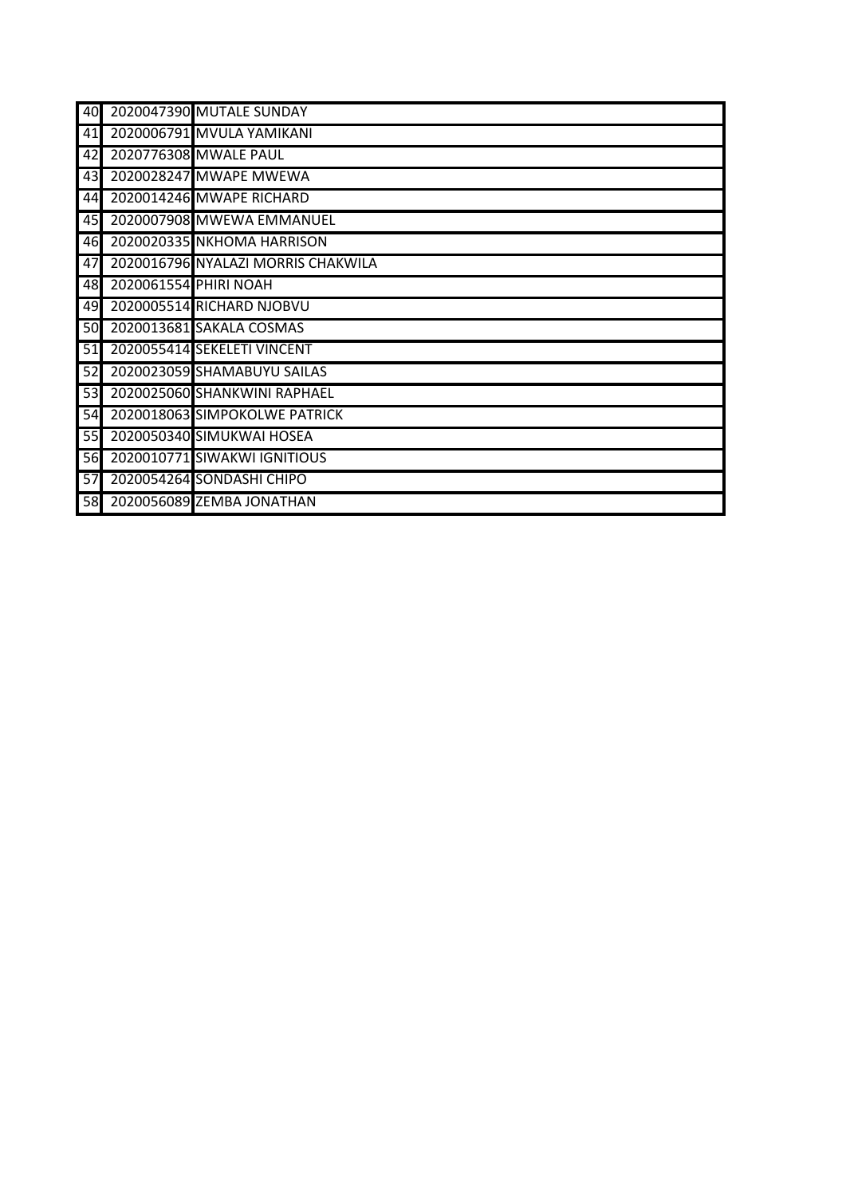| | | |
|---|---|---|
| 40 | 2020047390 | MUTALE SUNDAY |
| 41 | 2020006791 | MVULA YAMIKANI |
| 42 | 2020776308 | MWALE PAUL |
| 43 | 2020028247 | MWAPE MWEWA |
| 44 | 2020014246 | MWAPE RICHARD |
| 45 | 2020007908 | MWEWA EMMANUEL |
| 46 | 2020020335 | NKHOMA HARRISON |
| 47 | 2020016796 | NYALAZI MORRIS CHAKWILA |
| 48 | 2020061554 | PHIRI NOAH |
| 49 | 2020005514 | RICHARD NJOBVU |
| 50 | 2020013681 | SAKALA COSMAS |
| 51 | 2020055414 | SEKELETI VINCENT |
| 52 | 2020023059 | SHAMABUYU SAILAS |
| 53 | 2020025060 | SHANKWINI RAPHAEL |
| 54 | 2020018063 | SIMPOKOLWE PATRICK |
| 55 | 2020050340 | SIMUKWAI HOSEA |
| 56 | 2020010771 | SIWAKWI IGNITIOUS |
| 57 | 2020054264 | SONDASHI CHIPO |
| 58 | 2020056089 | ZEMBA JONATHAN |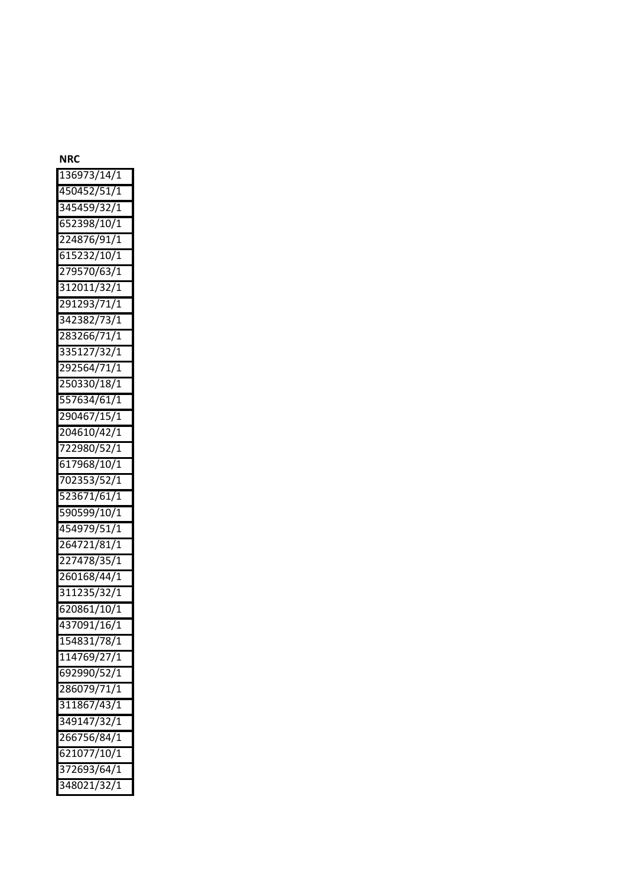| NRC |
| --- |
| 136973/14/1 |
| 450452/51/1 |
| 345459/32/1 |
| 652398/10/1 |
| 224876/91/1 |
| 615232/10/1 |
| 279570/63/1 |
| 312011/32/1 |
| 291293/71/1 |
| 342382/73/1 |
| 283266/71/1 |
| 335127/32/1 |
| 292564/71/1 |
| 250330/18/1 |
| 557634/61/1 |
| 290467/15/1 |
| 204610/42/1 |
| 722980/52/1 |
| 617968/10/1 |
| 702353/52/1 |
| 523671/61/1 |
| 590599/10/1 |
| 454979/51/1 |
| 264721/81/1 |
| 227478/35/1 |
| 260168/44/1 |
| 311235/32/1 |
| 620861/10/1 |
| 437091/16/1 |
| 154831/78/1 |
| 114769/27/1 |
| 692990/52/1 |
| 286079/71/1 |
| 311867/43/1 |
| 349147/32/1 |
| 266756/84/1 |
| 621077/10/1 |
| 372693/64/1 |
| 348021/32/1 |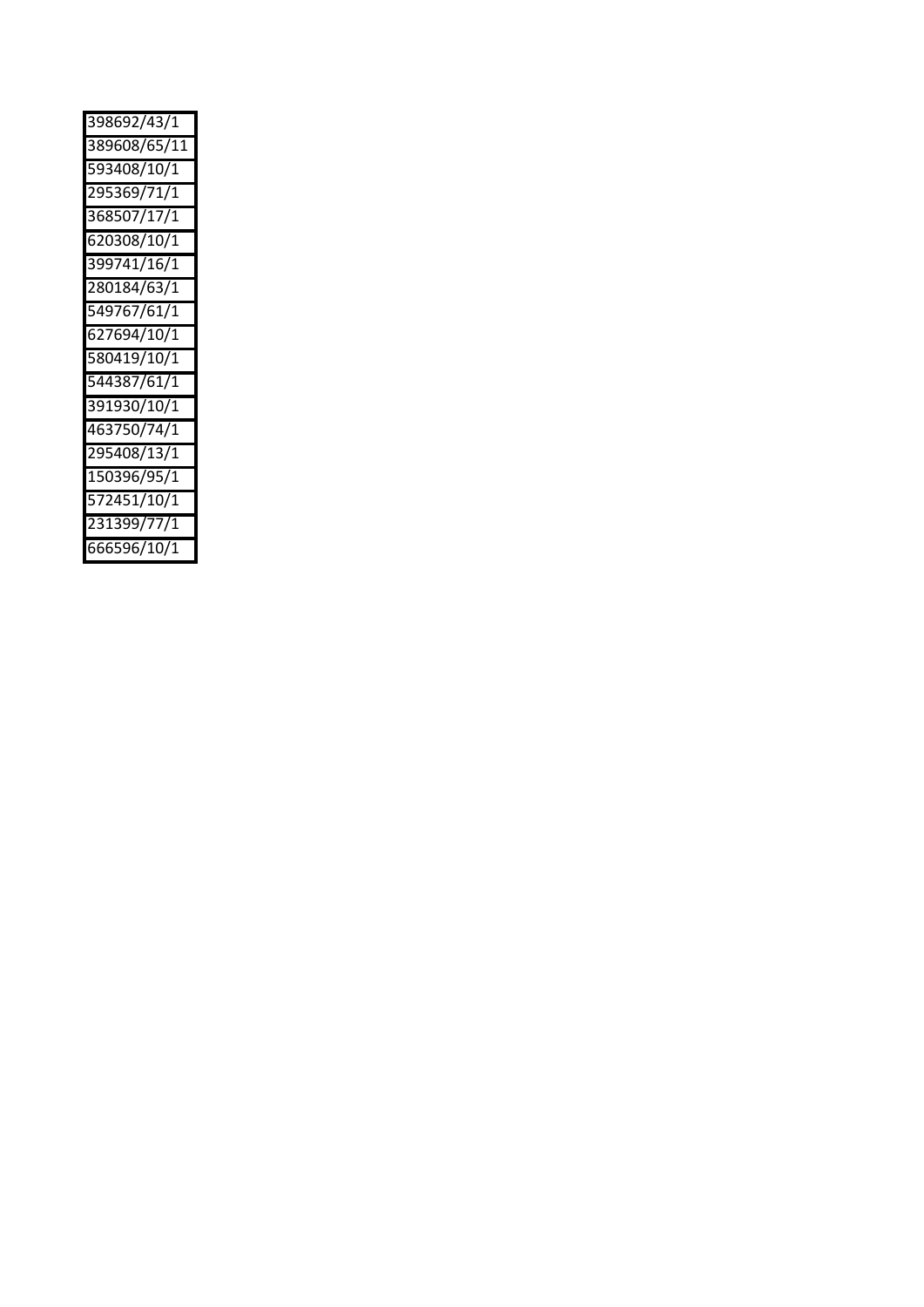| |
|---|
| 398692/43/1 |
| 389608/65/11 |
| 593408/10/1 |
| 295369/71/1 |
| 368507/17/1 |
| 620308/10/1 |
| 399741/16/1 |
| 280184/63/1 |
| 549767/61/1 |
| 627694/10/1 |
| 580419/10/1 |
| 544387/61/1 |
| 391930/10/1 |
| 463750/74/1 |
| 295408/13/1 |
| 150396/95/1 |
| 572451/10/1 |
| 231399/77/1 |
| 666596/10/1 |